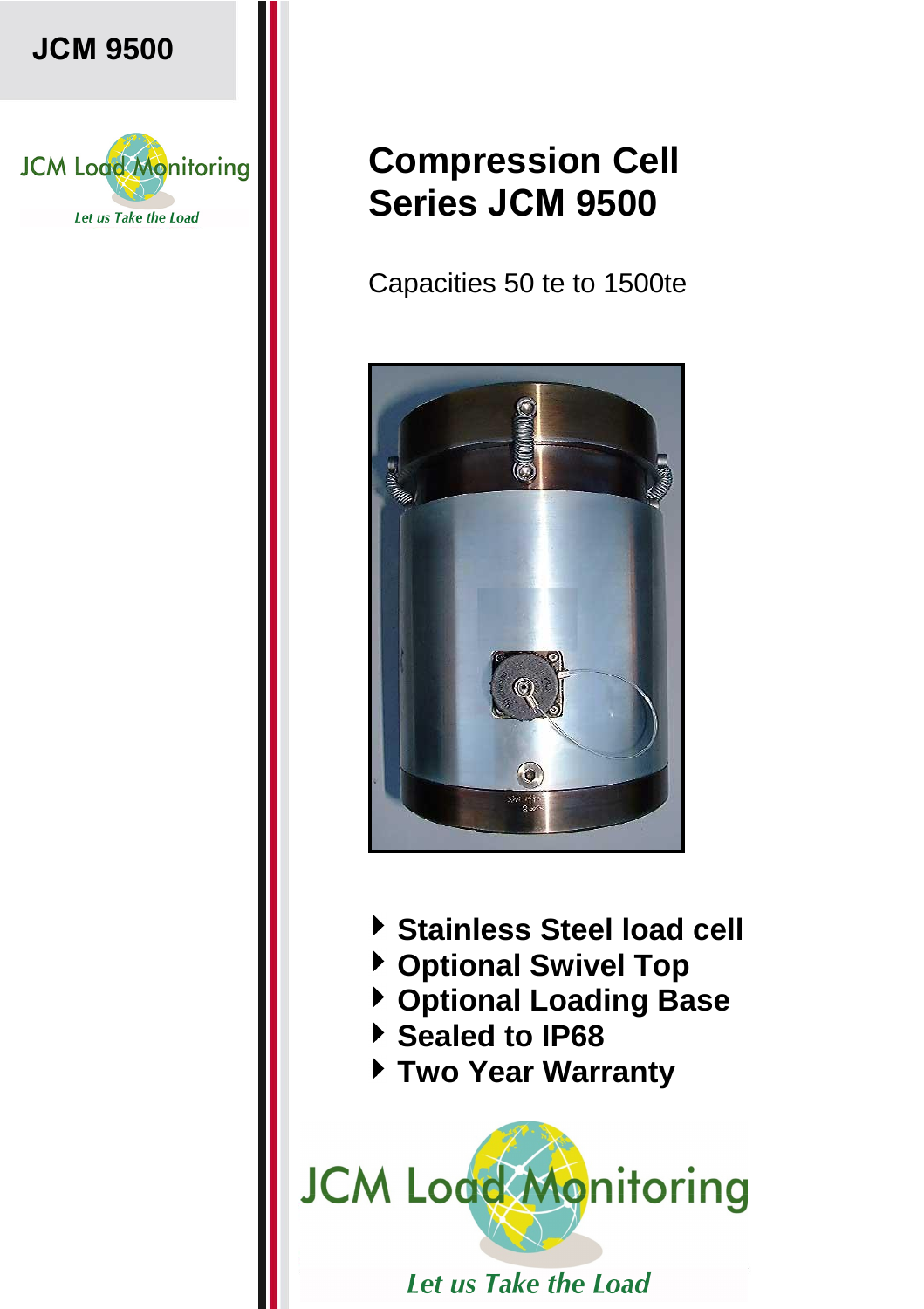**JCM 9500**

JCM Load Monitoring

*Let us Take the Load*

# Compression Cell Series JCM 9500

Capacities 50 te to 1500te

- **Stainless Steel load cell**
- **Optional Swivel Top**
- **Optional Loading Base**
- **Sealed to IP68**
- **Two Year Warranty**

JCM Load Monitoring

*Let us Take the Load*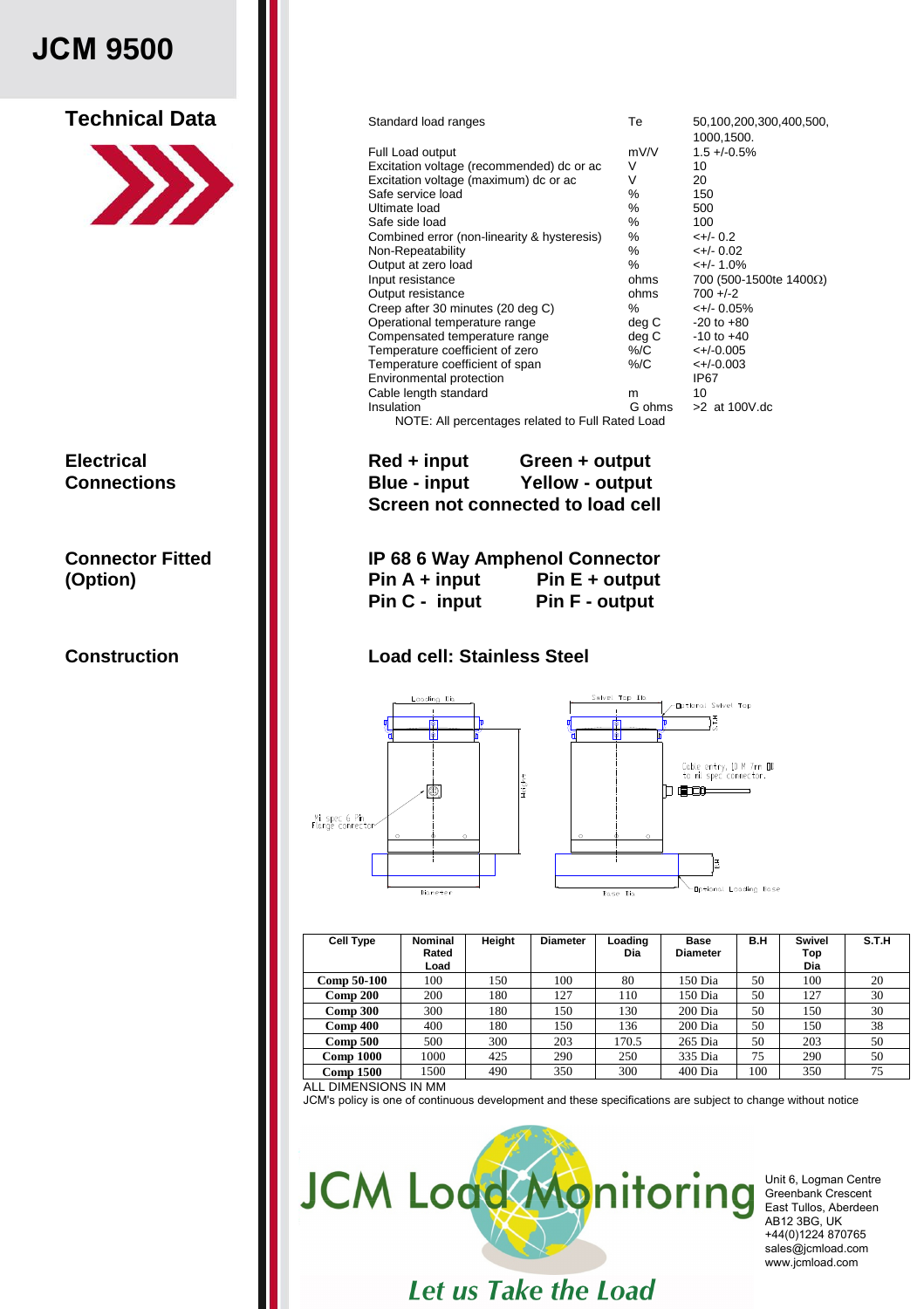# JCM 9500

## Technical Data

| | | |
|---|---|---|
| Standard load ranges | Te | 50,100,200,300,400,500, 1000,1500. |
| Full Load output | mV/V | 1.5 +/-0.5% |
| Excitation voltage (recommended) dc or ac | V | 10 |
| Excitation voltage (maximum) dc or ac | V | 20 |
| Safe service load | % | 150 |
| Ultimate load | % | 500 |
| Safe side load | % | 100 |
| Combined error (non-linearity & hysteresis) | % | <+/- 0.2 |
| Non-Repeatability | % | <+/- 0.02 |
| Output at zero load | % | <+/- 1.0% |
| Input resistance | ohms | 700 (500-1500te 1400Ω) |
| Output resistance | ohms | 700 +/-2 |
| Creep after 30 minutes (20 deg C) | % | <+/- 0.05% |
| Operational temperature range | deg C | -20 to +80 |
| Compensated temperature range | deg C | -10 to +40 |
| Temperature coefficient of zero | %/C | <+/-0.005 |
| Temperature coefficient of span | %/C | <+/-0.003 |
| Environmental protection | | IP67 |
| Cable length standard | m | 10 |
| Insulation | G ohms | >2 at 100V.dc |

NOTE: All percentages related to Full Rated Load

## Electrical Connections

**Red + input** **Green + output**
**Blue - input** **Yellow - output**
**Screen not connected to load cell**

## Connector Fitted (Option)

**IP 68 6 Way Amphenol Connector**
**Pin A + input** **Pin E + output**
**Pin C - input** **Pin F - output**

## Construction

**Load cell: Stainless Steel**

Loading Dia
Swivel Top Dia
Optional Swivel Top
S.T.H
Height
Mil spec 6 Pin Flange connector
Cable entry, 10 M 7mm OD to mil spec connector.
B.H
Diameter
Base Dia
Optional Loading Base

| Cell Type | Nominal Rated Load | Height | Diameter | Loading Dia | Base Diameter | B.H | Swivel Top Dia | S.T.H |
|---|---|---|---|---|---|---|---|---|
| **Comp 50-100** | 100 | 150 | 100 | 80 | 150 Dia | 50 | 100 | 20 |
| **Comp 200** | 200 | 180 | 127 | 110 | 150 Dia | 50 | 127 | 30 |
| **Comp 300** | 300 | 180 | 150 | 130 | 200 Dia | 50 | 150 | 30 |
| **Comp 400** | 400 | 180 | 150 | 136 | 200 Dia | 50 | 150 | 38 |
| **Comp 500** | 500 | 300 | 203 | 170.5 | 265 Dia | 50 | 203 | 50 |
| **Comp 1000** | 1000 | 425 | 290 | 250 | 335 Dia | 75 | 290 | 50 |
| **Comp 1500** | 1500 | 490 | 350 | 300 | 400 Dia | 100 | 350 | 75 |

ALL DIMENSIONS IN MM
JCM's policy is one of continuous development and these specifications are subject to change without notice

JCM Load Monitoring

*Let us Take the Load*

Unit 6, Logman Centre
Greenbank Crescent
East Tullos, Aberdeen
AB12 3BG, UK
+44(0)1224 870765
sales@jcmload.com
www.jcmload.com